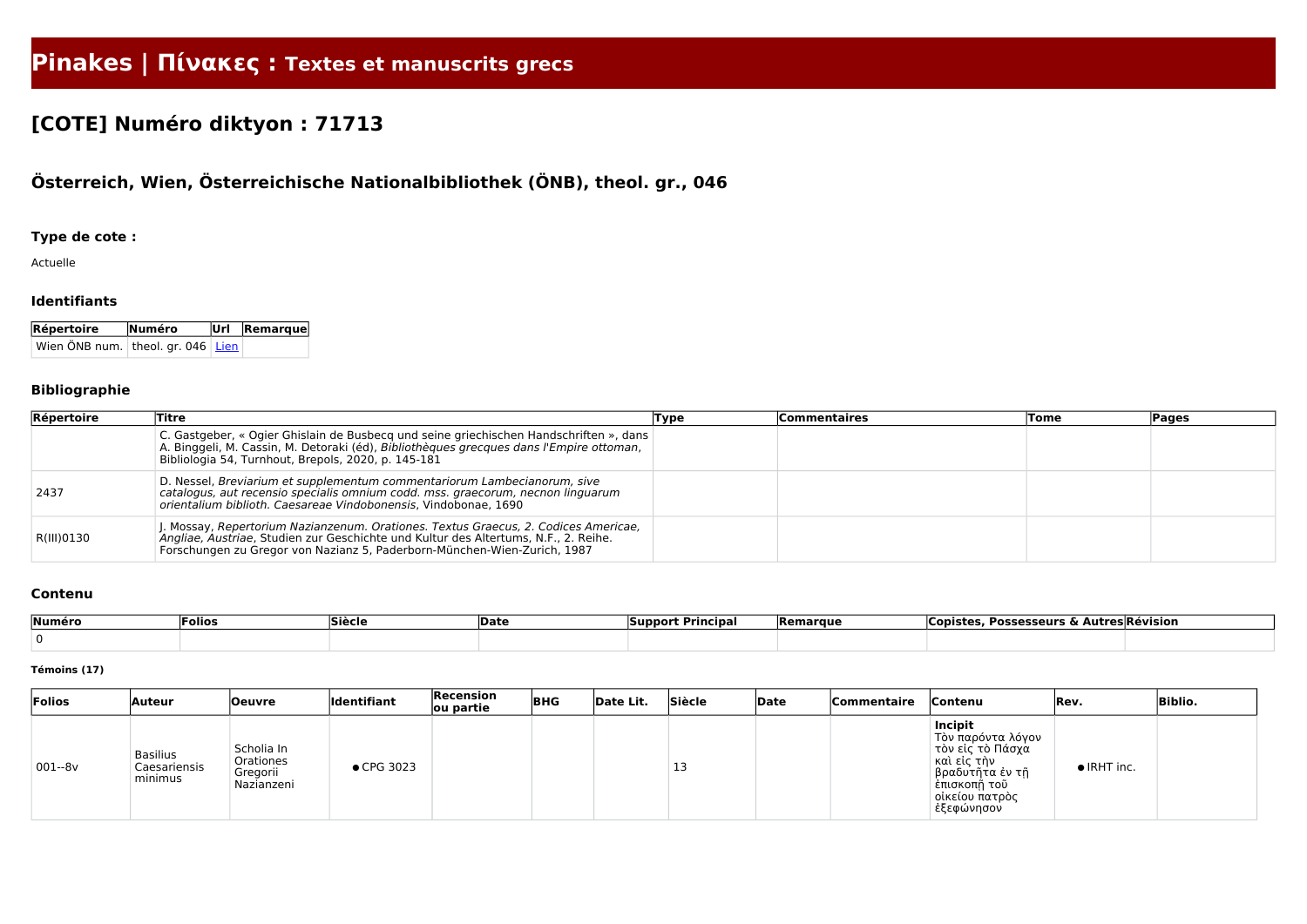# Pinakes | Πίνακες : Textes et manuscrits grecs

## [COTE] Numéro diktyon : 71713

### Österreich, Wien, Österreichische Nationalbibliothek (ÖNB), theol. gr., 046

#### Type de cote :

Actuelle

#### Identifiants

| Répertoire | Numéro | Url | Remarque |
| --- | --- | --- | --- |
| Wien ÖNB num. | theol. gr. 046 | Lien | |

#### Bibliographie

| Répertoire | Titre | Type | Commentaires | Tome | Pages |
| --- | --- | --- | --- | --- | --- |
| | C. Gastgeber, « Ogier Ghislain de Busbecq und seine griechischen Handschriften », dans A. Binggeli, M. Cassin, M. Detoraki (éd), *Bibliothèques grecques dans l'Empire ottoman*, Bibliologia 54, Turnhout, Brepols, 2020, p. 145-181 | | | | |
| 2437 | D. Nessel, *Breviarium et supplementum commentariorum Lambecianorum, sive catalogus, aut recensio specialis omnium codd. mss. graecorum, necnon linguarum orientalium biblioth. Caesareae Vindobonensis*, Vindobonae, 1690 | | | | |
| R(III)0130 | J. Mossay, *Repertorium Nazianzenum. Orationes. Textus Graecus, 2. Codices Americae, Angliae, Austriae*, Studien zur Geschichte und Kultur des Altertums, N.F., 2. Reihe. Forschungen zu Gregor von Nazianz 5, Paderborn-München-Wien-Zurich, 1987 | | | | |

#### Contenu

| Numéro | Folios | Siècle | Date | Support Principal | Remarque | Copistes, Possesseurs & Autres | Révision |
| --- | --- | --- | --- | --- | --- | --- | --- |
| 0 | | | | | | | |

##### Témoins (17)

| Folios | Auteur | Oeuvre | Identifiant | Recension ou partie | BHG | Date Lit. | Siècle | Date | Commentaire | Contenu | Rev. | Biblio. |
| --- | --- | --- | --- | --- | --- | --- | --- | --- | --- | --- | --- | --- |
| 001--8v | Basilius Caesariensis minimus | Scholia In Orationes Gregorii Nazianzeni | ● CPG 3023 | | | | 13 | | | **Incipit** Τὸν παρόντα λόγον τὸν εἰς τὸ Πάσχα καὶ εἰς τὴν βραδυτῆτα ἐν τῇ ἐπισκοπῇ τοῦ οἰκείου πατρὸς ἐξεφώνησον | ● IRHT inc. | |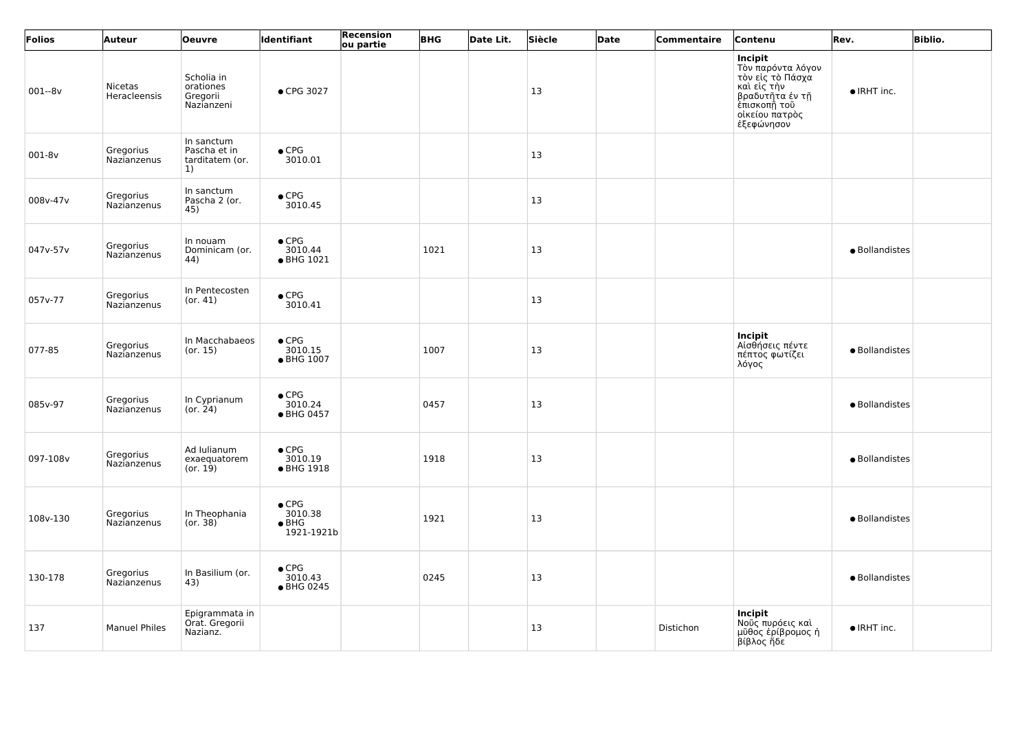| Folios | Auteur | Oeuvre | Identifiant | Recension ou partie | BHG | Date Lit. | Siècle | Date | Commentaire | Contenu | Rev. | Biblio. |
|---|---|---|---|---|---|---|---|---|---|---|---|---|
| 001--8v | Nicetas Heracleensis | Scholia in orationes Gregorii Nazianzeni | ● CPG 3027 | | | | 13 | | | **Incipit** Τὸν παρόντα λόγον τὸν εἰς τὸ Πάσχα καὶ εἰς τὴν βραδυτῆτα ἐν τῇ ἐπισκοπῇ τοῦ οἰκείου πατρὸς ἐξεφώνησον | ● IRHT inc. | |
| 001-8v | Gregorius Nazianzenus | In sanctum Pascha et in tarditatem (or. 1) | ● CPG 3010.01 | | | | 13 | | | | | |
| 008v-47v | Gregorius Nazianzenus | In sanctum Pascha 2 (or. 45) | ● CPG 3010.45 | | | | 13 | | | | | |
| 047v-57v | Gregorius Nazianzenus | In nouam Dominicam (or. 44) | ● CPG 3010.44 ● BHG 1021 | | 1021 | | 13 | | | | ● Bollandistes | |
| 057v-77 | Gregorius Nazianzenus | In Pentecosten (or. 41) | ● CPG 3010.41 | | | | 13 | | | | | |
| 077-85 | Gregorius Nazianzenus | In Macchabaeos (or. 15) | ● CPG 3010.15 ● BHG 1007 | | 1007 | | 13 | | | **Incipit** Αἰσθήσεις πέντε πέπτος φωτίζει λόγος | ● Bollandistes | |
| 085v-97 | Gregorius Nazianzenus | In Cyprianum (or. 24) | ● CPG 3010.24 ● BHG 0457 | | 0457 | | 13 | | | | ● Bollandistes | |
| 097-108v | Gregorius Nazianzenus | Ad Iulianum exaequatorem (or. 19) | ● CPG 3010.19 ● BHG 1918 | | 1918 | | 13 | | | | ● Bollandistes | |
| 108v-130 | Gregorius Nazianzenus | In Theophania (or. 38) | ● CPG 3010.38 ● BHG 1921-1921b | | 1921 | | 13 | | | | ● Bollandistes | |
| 130-178 | Gregorius Nazianzenus | In Basilium (or. 43) | ● CPG 3010.43 ● BHG 0245 | | 0245 | | 13 | | | | ● Bollandistes | |
| 137 | Manuel Philes | Epigrammata in Orat. Gregorii Nazianz. | | | | | 13 | | Distichon | **Incipit** Νοῦς πυρόεις καὶ μῦθος ἐρίβρομος ἡ βίβλος ἥδε | ● IRHT inc. | |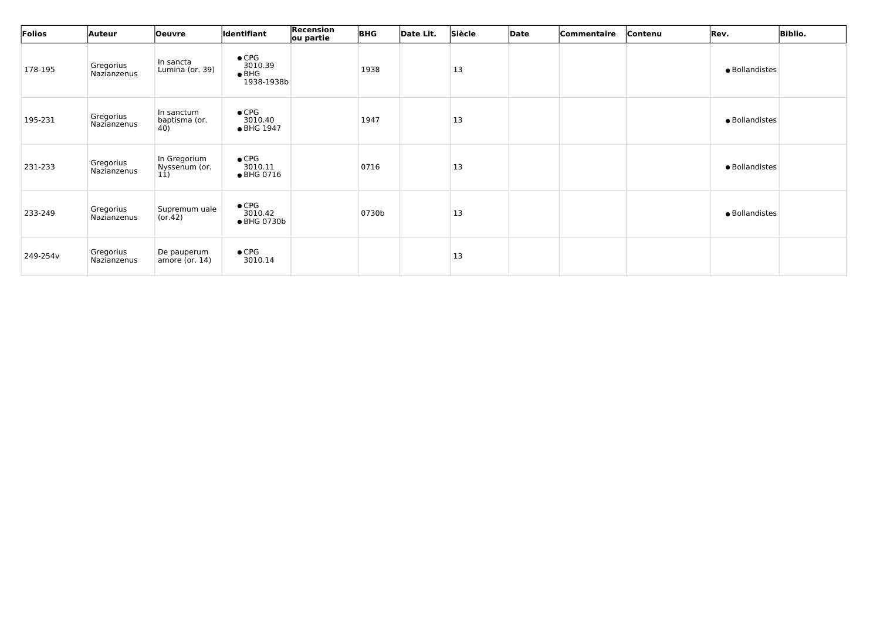| Folios | Auteur | Oeuvre | Identifiant | Recension ou partie | BHG | Date Lit. | Siècle | Date | Commentaire | Contenu | Rev. | Biblio. |
|---|---|---|---|---|---|---|---|---|---|---|---|---|
| 178-195 | Gregorius Nazianzenus | In sancta Lumina (or. 39) | • CPG 3010.39<br>• BHG 1938-1938b | | 1938 | | 13 | | | | • Bollandistes | |
| 195-231 | Gregorius Nazianzenus | In sanctum baptisma (or. 40) | • CPG 3010.40<br>• BHG 1947 | | 1947 | | 13 | | | | • Bollandistes | |
| 231-233 | Gregorius Nazianzenus | In Gregorium Nyssenum (or. 11) | • CPG 3010.11<br>• BHG 0716 | | 0716 | | 13 | | | | • Bollandistes | |
| 233-249 | Gregorius Nazianzenus | Supremum uale (or.42) | • CPG 3010.42<br>• BHG 0730b | | 0730b | | 13 | | | | • Bollandistes | |
| 249-254v | Gregorius Nazianzenus | De pauperum amore (or. 14) | • CPG 3010.14 | | | | 13 | | | | | |